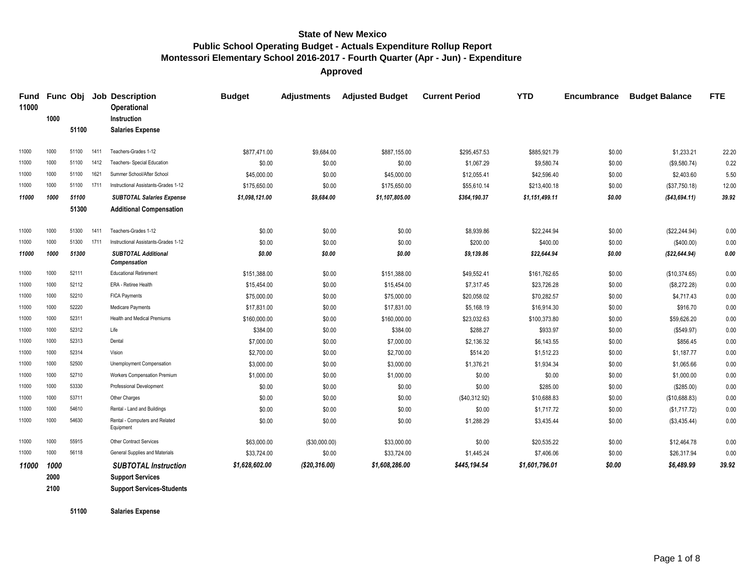**State of New Mexico**
**Public School Operating Budget - Actuals Expenditure Rollup Report**
**Montessori Elementary School 2016-2017 - Fourth Quarter (Apr - Jun) - Expenditure**
**Approved**

| Fund | Func | Obj | Job | Description | Budget | Adjustments | Adjusted Budget | Current Period | YTD | Encumbrance | Budget Balance | FTE |
|---|---|---|---|---|---|---|---|---|---|---|---|---|
| **11000** | | | | **Operational** | | | | | | | | |
| | **1000** | | | **Instruction** | | | | | | | | |
| | | **51100** | | **Salaries Expense** | | | | | | | | |
| 11000 | 1000 | 51100 | 1411 | Teachers-Grades 1-12 | $877,471.00 | $9,684.00 | $887,155.00 | $295,457.53 | $885,921.79 | $0.00 | $1,233.21 | 22.20 |
| 11000 | 1000 | 51100 | 1412 | Teachers- Special Education | $0.00 | $0.00 | $0.00 | $1,067.29 | $9,580.74 | $0.00 | ($9,580.74) | 0.22 |
| 11000 | 1000 | 51100 | 1621 | Summer School/After School | $45,000.00 | $0.00 | $45,000.00 | $12,055.41 | $42,596.40 | $0.00 | $2,403.60 | 5.50 |
| 11000 | 1000 | 51100 | 1711 | Instructional Assistants-Grades 1-12 | $175,650.00 | $0.00 | $175,650.00 | $55,610.14 | $213,400.18 | $0.00 | ($37,750.18) | 12.00 |
| ***11000*** | ***1000*** | ***51100*** | | ***SUBTOTAL Salaries Expense*** | ***$1,098,121.00*** | ***$9,684.00*** | ***$1,107,805.00*** | ***$364,190.37*** | ***$1,151,499.11*** | ***$0.00*** | ***($43,694.11)*** | ***39.92*** |
| | | **51300** | | **Additional Compensation** | | | | | | | | |
| 11000 | 1000 | 51300 | 1411 | Teachers-Grades 1-12 | $0.00 | $0.00 | $0.00 | $8,939.86 | $22,244.94 | $0.00 | ($22,244.94) | 0.00 |
| 11000 | 1000 | 51300 | 1711 | Instructional Assistants-Grades 1-12 | $0.00 | $0.00 | $0.00 | $200.00 | $400.00 | $0.00 | ($400.00) | 0.00 |
| ***11000*** | ***1000*** | ***51300*** | | ***SUBTOTAL Additional Compensation*** | ***$0.00*** | ***$0.00*** | ***$0.00*** | ***$9,139.86*** | ***$22,644.94*** | ***$0.00*** | ***($22,644.94)*** | ***0.00*** |
| 11000 | 1000 | 52111 | | Educational Retirement | $151,388.00 | $0.00 | $151,388.00 | $49,552.41 | $161,762.65 | $0.00 | ($10,374.65) | 0.00 |
| 11000 | 1000 | 52112 | | ERA - Retiree Health | $15,454.00 | $0.00 | $15,454.00 | $7,317.45 | $23,726.28 | $0.00 | ($8,272.28) | 0.00 |
| 11000 | 1000 | 52210 | | FICA Payments | $75,000.00 | $0.00 | $75,000.00 | $20,058.02 | $70,282.57 | $0.00 | $4,717.43 | 0.00 |
| 11000 | 1000 | 52220 | | Medicare Payments | $17,831.00 | $0.00 | $17,831.00 | $5,168.19 | $16,914.30 | $0.00 | $916.70 | 0.00 |
| 11000 | 1000 | 52311 | | Health and Medical Premiums | $160,000.00 | $0.00 | $160,000.00 | $23,032.63 | $100,373.80 | $0.00 | $59,626.20 | 0.00 |
| 11000 | 1000 | 52312 | | Life | $384.00 | $0.00 | $384.00 | $288.27 | $933.97 | $0.00 | ($549.97) | 0.00 |
| 11000 | 1000 | 52313 | | Dental | $7,000.00 | $0.00 | $7,000.00 | $2,136.32 | $6,143.55 | $0.00 | $856.45 | 0.00 |
| 11000 | 1000 | 52314 | | Vision | $2,700.00 | $0.00 | $2,700.00 | $514.20 | $1,512.23 | $0.00 | $1,187.77 | 0.00 |
| 11000 | 1000 | 52500 | | Unemployment Compensation | $3,000.00 | $0.00 | $3,000.00 | $1,376.21 | $1,934.34 | $0.00 | $1,065.66 | 0.00 |
| 11000 | 1000 | 52710 | | Workers Compensation Premium | $1,000.00 | $0.00 | $1,000.00 | $0.00 | $0.00 | $0.00 | $1,000.00 | 0.00 |
| 11000 | 1000 | 53330 | | Professional Development | $0.00 | $0.00 | $0.00 | $0.00 | $285.00 | $0.00 | ($285.00) | 0.00 |
| 11000 | 1000 | 53711 | | Other Charges | $0.00 | $0.00 | $0.00 | ($40,312.92) | $10,688.83 | $0.00 | ($10,688.83) | 0.00 |
| 11000 | 1000 | 54610 | | Rental - Land and Buildings | $0.00 | $0.00 | $0.00 | $0.00 | $1,717.72 | $0.00 | ($1,717.72) | 0.00 |
| 11000 | 1000 | 54630 | | Rental - Computers and Related Equipment | $0.00 | $0.00 | $0.00 | $1,288.29 | $3,435.44 | $0.00 | ($3,435.44) | 0.00 |
| 11000 | 1000 | 55915 | | Other Contract Services | $63,000.00 | ($30,000.00) | $33,000.00 | $0.00 | $20,535.22 | $0.00 | $12,464.78 | 0.00 |
| 11000 | 1000 | 56118 | | General Supplies and Materials | $33,724.00 | $0.00 | $33,724.00 | $1,445.24 | $7,406.06 | $0.00 | $26,317.94 | 0.00 |
| ***11000*** | ***1000*** | | | ***SUBTOTAL Instruction*** | ***$1,628,602.00*** | ***($20,316.00)*** | ***$1,608,286.00*** | ***$445,194.54*** | ***$1,601,796.01*** | ***$0.00*** | ***$6,489.99*** | ***39.92*** |
| | **2000** | | | **Support Services** | | | | | | | | |
| | **2100** | | | **Support Services-Students** | | | | | | | | |
| | | **51100** | | **Salaries Expense** | | | | | | | | |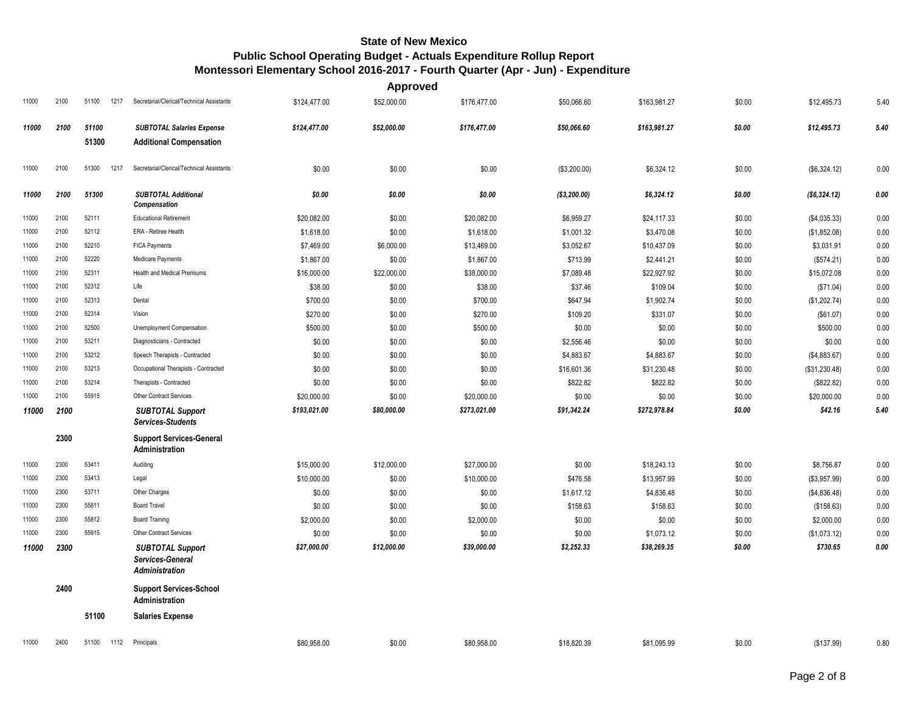# State of New Mexico
## Public School Operating Budget - Actuals Expenditure Rollup Report
### Montessori Elementary School 2016-2017 - Fourth Quarter (Apr - Jun) - Expenditure

**Approved**

| | | | | | | | | | | | | |
|---|---|---|---|---|---|---|---|---|---|---|---|---|
| 11000 | 2100 | 51100 | 1217 | Secretarial/Clerical/Technical Assistants | $124,477.00 | $52,000.00 | $176,477.00 | $50,066.60 | $163,981.27 | $0.00 | $12,495.73 | 5.40 |
| ***11000*** | ***2100*** | ***51100*** | | ***SUBTOTAL Salaries Expense*** | ***$124,477.00*** | ***$52,000.00*** | ***$176,477.00*** | ***$50,066.60*** | ***$163,981.27*** | ***$0.00*** | ***$12,495.73*** | ***5.40*** |
| | | **51300** | | **Additional Compensation** | | | | | | | | |
| 11000 | 2100 | 51300 | 1217 | Secretarial/Clerical/Technical Assistants | $0.00 | $0.00 | $0.00 | ($3,200.00) | $6,324.12 | $0.00 | ($6,324.12) | 0.00 |
| ***11000*** | ***2100*** | ***51300*** | | ***SUBTOTAL Additional Compensation*** | ***$0.00*** | ***$0.00*** | ***$0.00*** | ***($3,200.00)*** | ***$6,324.12*** | ***$0.00*** | ***($6,324.12)*** | ***0.00*** |
| 11000 | 2100 | 52111 | | Educational Retirement | $20,082.00 | $0.00 | $20,082.00 | $6,959.27 | $24,117.33 | $0.00 | ($4,035.33) | 0.00 |
| 11000 | 2100 | 52112 | | ERA - Retiree Health | $1,618.00 | $0.00 | $1,618.00 | $1,001.32 | $3,470.08 | $0.00 | ($1,852.08) | 0.00 |
| 11000 | 2100 | 52210 | | FICA Payments | $7,469.00 | $6,000.00 | $13,469.00 | $3,052.67 | $10,437.09 | $0.00 | $3,031.91 | 0.00 |
| 11000 | 2100 | 52220 | | Medicare Payments | $1,867.00 | $0.00 | $1,867.00 | $713.99 | $2,441.21 | $0.00 | ($574.21) | 0.00 |
| 11000 | 2100 | 52311 | | Health and Medical Premiums | $16,000.00 | $22,000.00 | $38,000.00 | $7,089.48 | $22,927.92 | $0.00 | $15,072.08 | 0.00 |
| 11000 | 2100 | 52312 | | Life | $38.00 | $0.00 | $38.00 | $37.46 | $109.04 | $0.00 | ($71.04) | 0.00 |
| 11000 | 2100 | 52313 | | Dental | $700.00 | $0.00 | $700.00 | $647.94 | $1,902.74 | $0.00 | ($1,202.74) | 0.00 |
| 11000 | 2100 | 52314 | | Vision | $270.00 | $0.00 | $270.00 | $109.20 | $331.07 | $0.00 | ($61.07) | 0.00 |
| 11000 | 2100 | 52500 | | Unemployment Compensation | $500.00 | $0.00 | $500.00 | $0.00 | $0.00 | $0.00 | $500.00 | 0.00 |
| 11000 | 2100 | 53211 | | Diagnosticians - Contracted | $0.00 | $0.00 | $0.00 | $2,556.46 | $0.00 | $0.00 | $0.00 | 0.00 |
| 11000 | 2100 | 53212 | | Speech Therapists - Contracted | $0.00 | $0.00 | $0.00 | $4,883.67 | $4,883.67 | $0.00 | ($4,883.67) | 0.00 |
| 11000 | 2100 | 53213 | | Occupational Therapists - Contracted | $0.00 | $0.00 | $0.00 | $16,601.36 | $31,230.48 | $0.00 | ($31,230.48) | 0.00 |
| 11000 | 2100 | 53214 | | Therapists - Contracted | $0.00 | $0.00 | $0.00 | $822.82 | $822.82 | $0.00 | ($822.82) | 0.00 |
| 11000 | 2100 | 55915 | | Other Contract Services | $20,000.00 | $0.00 | $20,000.00 | $0.00 | $0.00 | $0.00 | $20,000.00 | 0.00 |
| ***11000*** | ***2100*** | | | ***SUBTOTAL Support Services-Students*** | ***$193,021.00*** | ***$80,000.00*** | ***$273,021.00*** | ***$91,342.24*** | ***$272,978.84*** | ***$0.00*** | ***$42.16*** | ***5.40*** |
| | **2300** | | | **Support Services-General Administration** | | | | | | | | |
| 11000 | 2300 | 53411 | | Auditing | $15,000.00 | $12,000.00 | $27,000.00 | $0.00 | $18,243.13 | $0.00 | $8,756.87 | 0.00 |
| 11000 | 2300 | 53413 | | Legal | $10,000.00 | $0.00 | $10,000.00 | $476.58 | $13,957.99 | $0.00 | ($3,957.99) | 0.00 |
| 11000 | 2300 | 53711 | | Other Charges | $0.00 | $0.00 | $0.00 | $1,617.12 | $4,836.48 | $0.00 | ($4,836.48) | 0.00 |
| 11000 | 2300 | 55811 | | Board Travel | $0.00 | $0.00 | $0.00 | $158.63 | $158.63 | $0.00 | ($158.63) | 0.00 |
| 11000 | 2300 | 55812 | | Board Training | $2,000.00 | $0.00 | $2,000.00 | $0.00 | $0.00 | $0.00 | $2,000.00 | 0.00 |
| 11000 | 2300 | 55915 | | Other Contract Services | $0.00 | $0.00 | $0.00 | $0.00 | $1,073.12 | $0.00 | ($1,073.12) | 0.00 |
| ***11000*** | ***2300*** | | | ***SUBTOTAL Support Services-General Administration*** | ***$27,000.00*** | ***$12,000.00*** | ***$39,000.00*** | ***$2,252.33*** | ***$38,269.35*** | ***$0.00*** | ***$730.65*** | ***0.00*** |
| | **2400** | | | **Support Services-School Administration** | | | | | | | | |
| | | **51100** | | **Salaries Expense** | | | | | | | | |
| 11000 | 2400 | 51100 | 1112 | Principals | $80,958.00 | $0.00 | $80,958.00 | $18,820.39 | $81,095.99 | $0.00 | ($137.99) | 0.80 |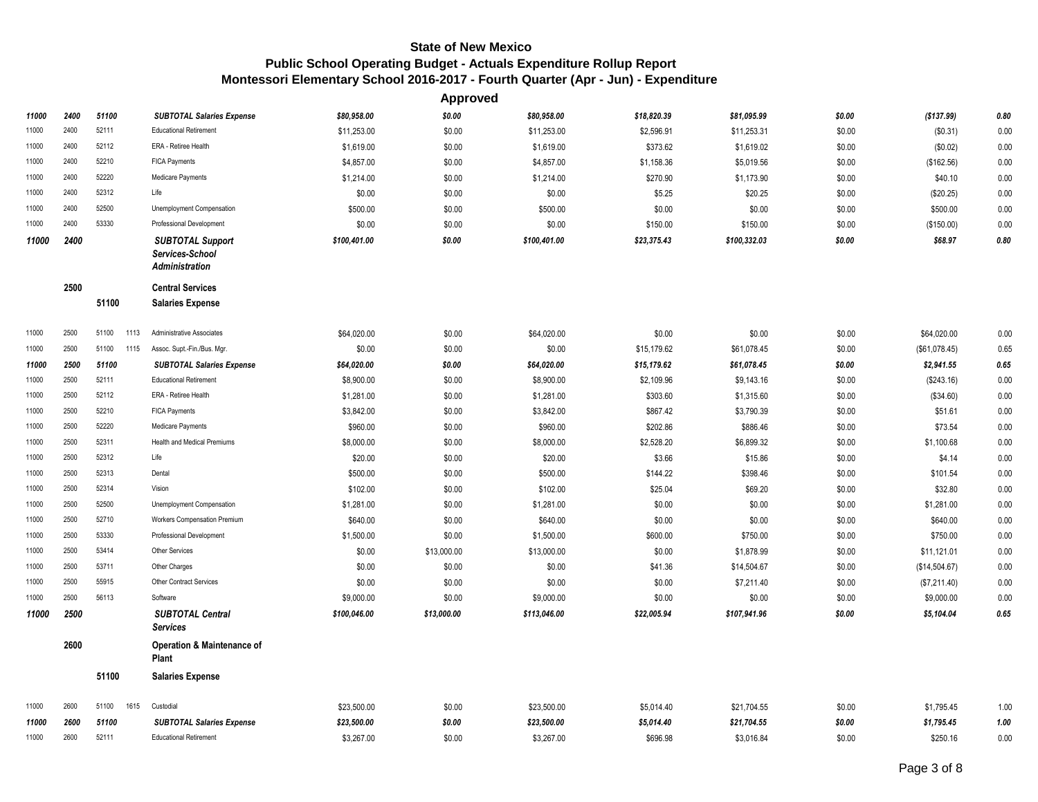# State of New Mexico
## Public School Operating Budget - Actuals Expenditure Rollup Report
### Montessori Elementary School 2016-2017 - Fourth Quarter (Apr - Jun) - Expenditure

**Approved**

| Fund | Function | Object | Job | Description | | | | | | | | |
|---|---|---|---|---|---|---|---|---|---|---|---|---|
| *11000* | *2400* | *51100* | | ***SUBTOTAL Salaries Expense*** | *$80,958.00* | *$0.00* | *$80,958.00* | *$18,820.39* | *$81,095.99* | *$0.00* | *($137.99)* | *0.80* |
| 11000 | 2400 | 52111 | | Educational Retirement | $11,253.00 | $0.00 | $11,253.00 | $2,596.91 | $11,253.31 | $0.00 | ($0.31) | 0.00 |
| 11000 | 2400 | 52112 | | ERA - Retiree Health | $1,619.00 | $0.00 | $1,619.00 | $373.62 | $1,619.02 | $0.00 | ($0.02) | 0.00 |
| 11000 | 2400 | 52210 | | FICA Payments | $4,857.00 | $0.00 | $4,857.00 | $1,158.36 | $5,019.56 | $0.00 | ($162.56) | 0.00 |
| 11000 | 2400 | 52220 | | Medicare Payments | $1,214.00 | $0.00 | $1,214.00 | $270.90 | $1,173.90 | $0.00 | $40.10 | 0.00 |
| 11000 | 2400 | 52312 | | Life | $0.00 | $0.00 | $0.00 | $5.25 | $20.25 | $0.00 | ($20.25) | 0.00 |
| 11000 | 2400 | 52500 | | Unemployment Compensation | $500.00 | $0.00 | $500.00 | $0.00 | $0.00 | $0.00 | $500.00 | 0.00 |
| 11000 | 2400 | 53330 | | Professional Development | $0.00 | $0.00 | $0.00 | $150.00 | $150.00 | $0.00 | ($150.00) | 0.00 |
| *11000* | *2400* | | | ***SUBTOTAL Support Services-School Administration*** | *$100,401.00* | *$0.00* | *$100,401.00* | *$23,375.43* | *$100,332.03* | *$0.00* | *$68.97* | *0.80* |
| | **2500** | | | **Central Services** | | | | | | | | |
| | | **51100** | | **Salaries Expense** | | | | | | | | |
| 11000 | 2500 | 51100 | 1113 | Administrative Associates | $64,020.00 | $0.00 | $64,020.00 | $0.00 | $0.00 | $0.00 | $64,020.00 | 0.00 |
| 11000 | 2500 | 51100 | 1115 | Assoc. Supt.-Fin./Bus. Mgr. | $0.00 | $0.00 | $0.00 | $15,179.62 | $61,078.45 | $0.00 | ($61,078.45) | 0.65 |
| *11000* | *2500* | *51100* | | ***SUBTOTAL Salaries Expense*** | *$64,020.00* | *$0.00* | *$64,020.00* | *$15,179.62* | *$61,078.45* | *$0.00* | *$2,941.55* | *0.65* |
| 11000 | 2500 | 52111 | | Educational Retirement | $8,900.00 | $0.00 | $8,900.00 | $2,109.96 | $9,143.16 | $0.00 | ($243.16) | 0.00 |
| 11000 | 2500 | 52112 | | ERA - Retiree Health | $1,281.00 | $0.00 | $1,281.00 | $303.60 | $1,315.60 | $0.00 | ($34.60) | 0.00 |
| 11000 | 2500 | 52210 | | FICA Payments | $3,842.00 | $0.00 | $3,842.00 | $867.42 | $3,790.39 | $0.00 | $51.61 | 0.00 |
| 11000 | 2500 | 52220 | | Medicare Payments | $960.00 | $0.00 | $960.00 | $202.86 | $886.46 | $0.00 | $73.54 | 0.00 |
| 11000 | 2500 | 52311 | | Health and Medical Premiums | $8,000.00 | $0.00 | $8,000.00 | $2,528.20 | $6,899.32 | $0.00 | $1,100.68 | 0.00 |
| 11000 | 2500 | 52312 | | Life | $20.00 | $0.00 | $20.00 | $3.66 | $15.86 | $0.00 | $4.14 | 0.00 |
| 11000 | 2500 | 52313 | | Dental | $500.00 | $0.00 | $500.00 | $144.22 | $398.46 | $0.00 | $101.54 | 0.00 |
| 11000 | 2500 | 52314 | | Vision | $102.00 | $0.00 | $102.00 | $25.04 | $69.20 | $0.00 | $32.80 | 0.00 |
| 11000 | 2500 | 52500 | | Unemployment Compensation | $1,281.00 | $0.00 | $1,281.00 | $0.00 | $0.00 | $0.00 | $1,281.00 | 0.00 |
| 11000 | 2500 | 52710 | | Workers Compensation Premium | $640.00 | $0.00 | $640.00 | $0.00 | $0.00 | $0.00 | $640.00 | 0.00 |
| 11000 | 2500 | 53330 | | Professional Development | $1,500.00 | $0.00 | $1,500.00 | $600.00 | $750.00 | $0.00 | $750.00 | 0.00 |
| 11000 | 2500 | 53414 | | Other Services | $0.00 | $13,000.00 | $13,000.00 | $0.00 | $1,878.99 | $0.00 | $11,121.01 | 0.00 |
| 11000 | 2500 | 53711 | | Other Charges | $0.00 | $0.00 | $0.00 | $41.36 | $14,504.67 | $0.00 | ($14,504.67) | 0.00 |
| 11000 | 2500 | 55915 | | Other Contract Services | $0.00 | $0.00 | $0.00 | $0.00 | $7,211.40 | $0.00 | ($7,211.40) | 0.00 |
| 11000 | 2500 | 56113 | | Software | $9,000.00 | $0.00 | $9,000.00 | $0.00 | $0.00 | $0.00 | $9,000.00 | 0.00 |
| *11000* | *2500* | | | ***SUBTOTAL Central Services*** | *$100,046.00* | *$13,000.00* | *$113,046.00* | *$22,005.94* | *$107,941.96* | *$0.00* | *$5,104.04* | *0.65* |
| | **2600** | | | **Operation & Maintenance of Plant** | | | | | | | | |
| | | **51100** | | **Salaries Expense** | | | | | | | | |
| 11000 | 2600 | 51100 | 1615 | Custodial | $23,500.00 | $0.00 | $23,500.00 | $5,014.40 | $21,704.55 | $0.00 | $1,795.45 | 1.00 |
| *11000* | *2600* | *51100* | | ***SUBTOTAL Salaries Expense*** | *$23,500.00* | *$0.00* | *$23,500.00* | *$5,014.40* | *$21,704.55* | *$0.00* | *$1,795.45* | *1.00* |
| 11000 | 2600 | 52111 | | Educational Retirement | $3,267.00 | $0.00 | $3,267.00 | $696.98 | $3,016.84 | $0.00 | $250.16 | 0.00 |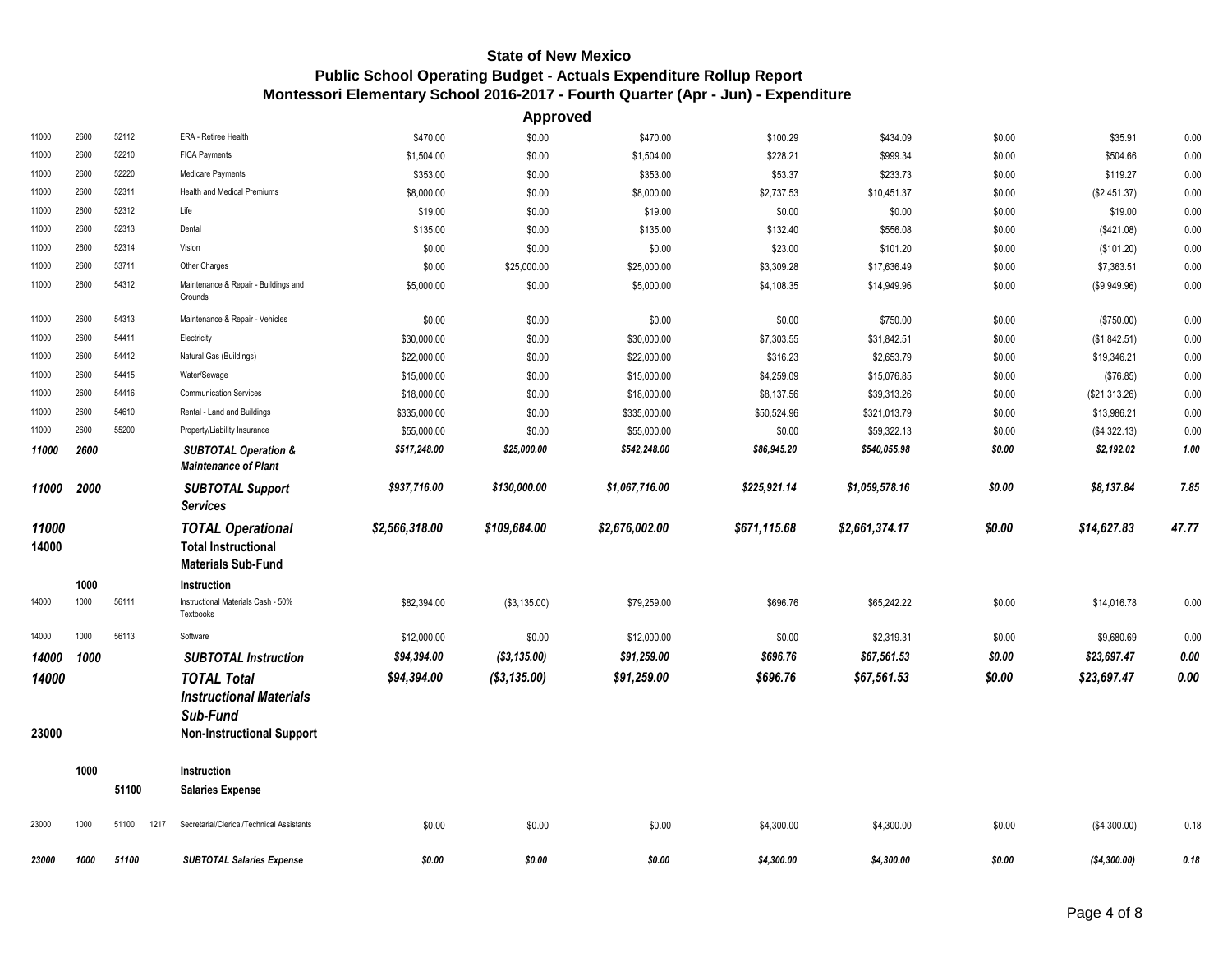# State of New Mexico
## Public School Operating Budget - Actuals Expenditure Rollup Report
## Montessori Elementary School 2016-2017 - Fourth Quarter (Apr - Jun) - Expenditure

**Approved**

| | | | | | | | | | | | | |
|---|---|---|---|---|---|---|---|---|---|---|---|---|
| 11000 | 2600 | 52112 | | ERA - Retiree Health | $470.00 | $0.00 | $470.00 | $100.29 | $434.09 | $0.00 | $35.91 | 0.00 |
| 11000 | 2600 | 52210 | | FICA Payments | $1,504.00 | $0.00 | $1,504.00 | $228.21 | $999.34 | $0.00 | $504.66 | 0.00 |
| 11000 | 2600 | 52220 | | Medicare Payments | $353.00 | $0.00 | $353.00 | $53.37 | $233.73 | $0.00 | $119.27 | 0.00 |
| 11000 | 2600 | 52311 | | Health and Medical Premiums | $8,000.00 | $0.00 | $8,000.00 | $2,737.53 | $10,451.37 | $0.00 | ($2,451.37) | 0.00 |
| 11000 | 2600 | 52312 | | Life | $19.00 | $0.00 | $19.00 | $0.00 | $0.00 | $0.00 | $19.00 | 0.00 |
| 11000 | 2600 | 52313 | | Dental | $135.00 | $0.00 | $135.00 | $132.40 | $556.08 | $0.00 | ($421.08) | 0.00 |
| 11000 | 2600 | 52314 | | Vision | $0.00 | $0.00 | $0.00 | $23.00 | $101.20 | $0.00 | ($101.20) | 0.00 |
| 11000 | 2600 | 53711 | | Other Charges | $0.00 | $25,000.00 | $25,000.00 | $3,309.28 | $17,636.49 | $0.00 | $7,363.51 | 0.00 |
| 11000 | 2600 | 54312 | | Maintenance & Repair - Buildings and Grounds | $5,000.00 | $0.00 | $5,000.00 | $4,108.35 | $14,949.96 | $0.00 | ($9,949.96) | 0.00 |
| 11000 | 2600 | 54313 | | Maintenance & Repair - Vehicles | $0.00 | $0.00 | $0.00 | $0.00 | $750.00 | $0.00 | ($750.00) | 0.00 |
| 11000 | 2600 | 54411 | | Electricity | $30,000.00 | $0.00 | $30,000.00 | $7,303.55 | $31,842.51 | $0.00 | ($1,842.51) | 0.00 |
| 11000 | 2600 | 54412 | | Natural Gas (Buildings) | $22,000.00 | $0.00 | $22,000.00 | $316.23 | $2,653.79 | $0.00 | $19,346.21 | 0.00 |
| 11000 | 2600 | 54415 | | Water/Sewage | $15,000.00 | $0.00 | $15,000.00 | $4,259.09 | $15,076.85 | $0.00 | ($76.85) | 0.00 |
| 11000 | 2600 | 54416 | | Communication Services | $18,000.00 | $0.00 | $18,000.00 | $8,137.56 | $39,313.26 | $0.00 | ($21,313.26) | 0.00 |
| 11000 | 2600 | 54610 | | Rental - Land and Buildings | $335,000.00 | $0.00 | $335,000.00 | $50,524.96 | $321,013.79 | $0.00 | $13,986.21 | 0.00 |
| 11000 | 2600 | 55200 | | Property/Liability Insurance | $55,000.00 | $0.00 | $55,000.00 | $0.00 | $59,322.13 | $0.00 | ($4,322.13) | 0.00 |
| ***11000*** | ***2600*** | | | ***SUBTOTAL Operation & Maintenance of Plant*** | ***$517,248.00*** | ***$25,000.00*** | ***$542,248.00*** | ***$86,945.20*** | ***$540,055.98*** | ***$0.00*** | ***$2,192.02*** | ***1.00*** |
| ***11000*** | ***2000*** | | | ***SUBTOTAL Support Services*** | ***$937,716.00*** | ***$130,000.00*** | ***$1,067,716.00*** | ***$225,921.14*** | ***$1,059,578.16*** | ***$0.00*** | ***$8,137.84*** | ***7.85*** |
| ***11000*** | | | | ***TOTAL Operational*** | ***$2,566,318.00*** | ***$109,684.00*** | ***$2,676,002.00*** | ***$671,115.68*** | ***$2,661,374.17*** | ***$0.00*** | ***$14,627.83*** | ***47.77*** |
| **14000** | | | | **Total Instructional Materials Sub-Fund** | | | | | | | | |
| | **1000** | | | **Instruction** | | | | | | | | |
| 14000 | 1000 | 56111 | | Instructional Materials Cash - 50% Textbooks | $82,394.00 | ($3,135.00) | $79,259.00 | $696.76 | $65,242.22 | $0.00 | $14,016.78 | 0.00 |
| 14000 | 1000 | 56113 | | Software | $12,000.00 | $0.00 | $12,000.00 | $0.00 | $2,319.31 | $0.00 | $9,680.69 | 0.00 |
| ***14000*** | ***1000*** | | | ***SUBTOTAL Instruction*** | ***$94,394.00*** | ***($3,135.00)*** | ***$91,259.00*** | ***$696.76*** | ***$67,561.53*** | ***$0.00*** | ***$23,697.47*** | ***0.00*** |
| ***14000*** | | | | ***TOTAL Total Instructional Materials Sub-Fund*** | ***$94,394.00*** | ***($3,135.00)*** | ***$91,259.00*** | ***$696.76*** | ***$67,561.53*** | ***$0.00*** | ***$23,697.47*** | ***0.00*** |
| **23000** | | | | **Non-Instructional Support** | | | | | | | | |
| | **1000** | | | **Instruction** | | | | | | | | |
| | | **51100** | | **Salaries Expense** | | | | | | | | |
| 23000 | 1000 | 51100 | 1217 | Secretarial/Clerical/Technical Assistants | $0.00 | $0.00 | $0.00 | $4,300.00 | $4,300.00 | $0.00 | ($4,300.00) | 0.18 |
| ***23000*** | ***1000*** | ***51100*** | | ***SUBTOTAL Salaries Expense*** | ***$0.00*** | ***$0.00*** | ***$0.00*** | ***$4,300.00*** | ***$4,300.00*** | ***$0.00*** | ***($4,300.00)*** | ***0.18*** |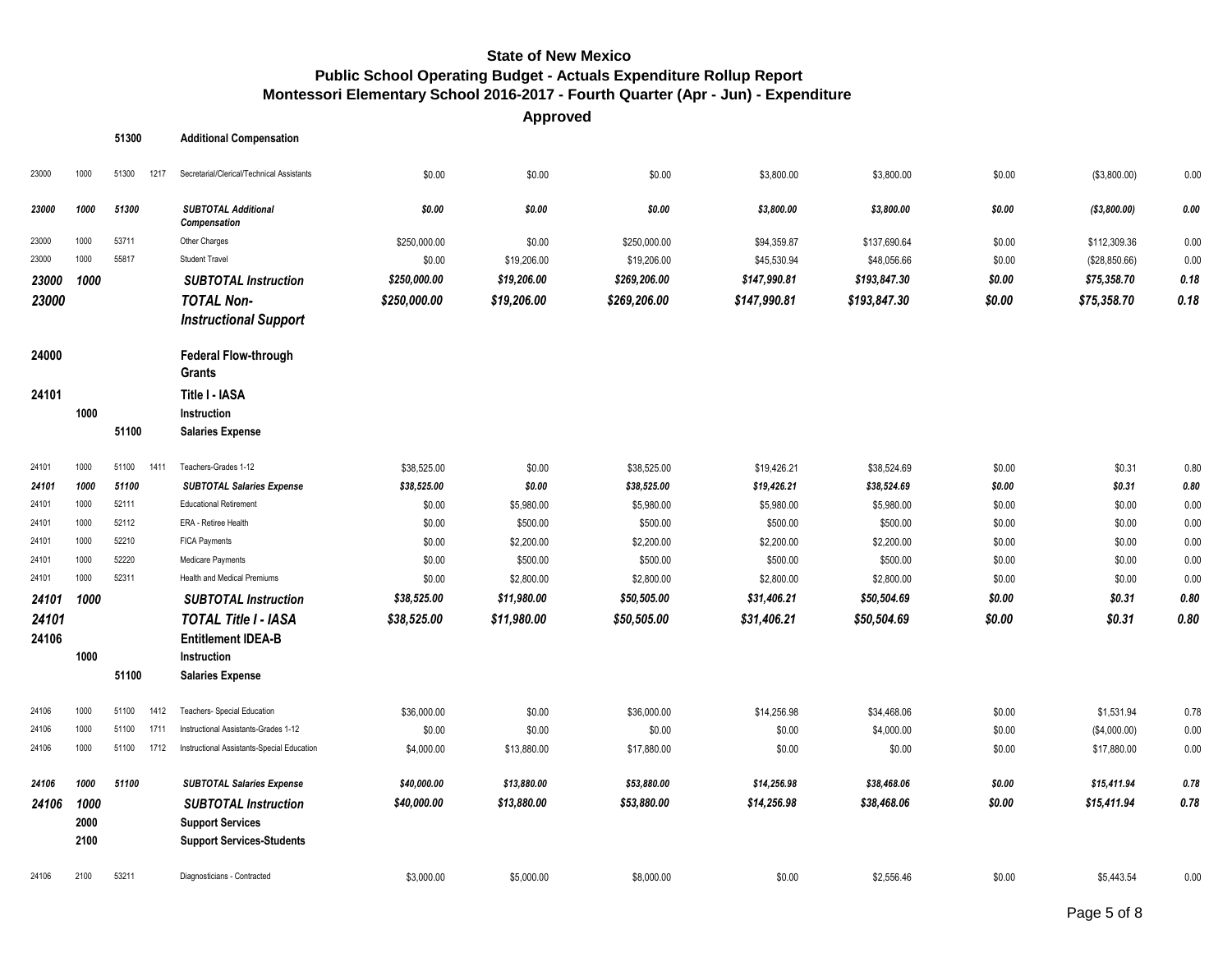**State of New Mexico**
**Public School Operating Budget - Actuals Expenditure Rollup Report**
**Montessori Elementary School 2016-2017 - Fourth Quarter (Apr - Jun) - Expenditure**

**Approved**

| | | | | | | | | | | | | |
|---|---|---|---|---|---|---|---|---|---|---|---|---|
| | | **51300** | | **Additional Compensation** | | | | | | | | |
| 23000 | 1000 | 51300 | 1217 | Secretarial/Clerical/Technical Assistants | $0.00 | $0.00 | $0.00 | $3,800.00 | $3,800.00 | $0.00 | ($3,800.00) | 0.00 |
| ***23000*** | ***1000*** | ***51300*** | | ***SUBTOTAL Additional Compensation*** | ***$0.00*** | ***$0.00*** | ***$0.00*** | ***$3,800.00*** | ***$3,800.00*** | ***$0.00*** | ***($3,800.00)*** | ***0.00*** |
| 23000 | 1000 | 53711 | | Other Charges | $250,000.00 | $0.00 | $250,000.00 | $94,359.87 | $137,690.64 | $0.00 | $112,309.36 | 0.00 |
| 23000 | 1000 | 55817 | | Student Travel | $0.00 | $19,206.00 | $19,206.00 | $45,530.94 | $48,056.66 | $0.00 | ($28,850.66) | 0.00 |
| ***23000*** | ***1000*** | | | ***SUBTOTAL Instruction*** | ***$250,000.00*** | ***$19,206.00*** | ***$269,206.00*** | ***$147,990.81*** | ***$193,847.30*** | ***$0.00*** | ***$75,358.70*** | ***0.18*** |
| ***23000*** | | | | ***TOTAL Non-Instructional Support*** | ***$250,000.00*** | ***$19,206.00*** | ***$269,206.00*** | ***$147,990.81*** | ***$193,847.30*** | ***$0.00*** | ***$75,358.70*** | ***0.18*** |
| **24000** | | | | **Federal Flow-through Grants** | | | | | | | | |
| **24101** | | | | **Title I - IASA** | | | | | | | | |
| | **1000** | | | **Instruction** | | | | | | | | |
| | | **51100** | | **Salaries Expense** | | | | | | | | |
| 24101 | 1000 | 51100 | 1411 | Teachers-Grades 1-12 | $38,525.00 | $0.00 | $38,525.00 | $19,426.21 | $38,524.69 | $0.00 | $0.31 | 0.80 |
| ***24101*** | ***1000*** | ***51100*** | | ***SUBTOTAL Salaries Expense*** | ***$38,525.00*** | ***$0.00*** | ***$38,525.00*** | ***$19,426.21*** | ***$38,524.69*** | ***$0.00*** | ***$0.31*** | ***0.80*** |
| 24101 | 1000 | 52111 | | Educational Retirement | $0.00 | $5,980.00 | $5,980.00 | $5,980.00 | $5,980.00 | $0.00 | $0.00 | 0.00 |
| 24101 | 1000 | 52112 | | ERA - Retiree Health | $0.00 | $500.00 | $500.00 | $500.00 | $500.00 | $0.00 | $0.00 | 0.00 |
| 24101 | 1000 | 52210 | | FICA Payments | $0.00 | $2,200.00 | $2,200.00 | $2,200.00 | $2,200.00 | $0.00 | $0.00 | 0.00 |
| 24101 | 1000 | 52220 | | Medicare Payments | $0.00 | $500.00 | $500.00 | $500.00 | $500.00 | $0.00 | $0.00 | 0.00 |
| 24101 | 1000 | 52311 | | Health and Medical Premiums | $0.00 | $2,800.00 | $2,800.00 | $2,800.00 | $2,800.00 | $0.00 | $0.00 | 0.00 |
| ***24101*** | ***1000*** | | | ***SUBTOTAL Instruction*** | ***$38,525.00*** | ***$11,980.00*** | ***$50,505.00*** | ***$31,406.21*** | ***$50,504.69*** | ***$0.00*** | ***$0.31*** | ***0.80*** |
| ***24101*** | | | | ***TOTAL Title I - IASA*** | ***$38,525.00*** | ***$11,980.00*** | ***$50,505.00*** | ***$31,406.21*** | ***$50,504.69*** | ***$0.00*** | ***$0.31*** | ***0.80*** |
| **24106** | | | | **Entitlement IDEA-B** | | | | | | | | |
| | **1000** | | | **Instruction** | | | | | | | | |
| | | **51100** | | **Salaries Expense** | | | | | | | | |
| 24106 | 1000 | 51100 | 1412 | Teachers- Special Education | $36,000.00 | $0.00 | $36,000.00 | $14,256.98 | $34,468.06 | $0.00 | $1,531.94 | 0.78 |
| 24106 | 1000 | 51100 | 1711 | Instructional Assistants-Grades 1-12 | $0.00 | $0.00 | $0.00 | $0.00 | $4,000.00 | $0.00 | ($4,000.00) | 0.00 |
| 24106 | 1000 | 51100 | 1712 | Instructional Assistants-Special Education | $4,000.00 | $13,880.00 | $17,880.00 | $0.00 | $0.00 | $0.00 | $17,880.00 | 0.00 |
| ***24106*** | ***1000*** | ***51100*** | | ***SUBTOTAL Salaries Expense*** | ***$40,000.00*** | ***$13,880.00*** | ***$53,880.00*** | ***$14,256.98*** | ***$38,468.06*** | ***$0.00*** | ***$15,411.94*** | ***0.78*** |
| ***24106*** | ***1000*** | | | ***SUBTOTAL Instruction*** | ***$40,000.00*** | ***$13,880.00*** | ***$53,880.00*** | ***$14,256.98*** | ***$38,468.06*** | ***$0.00*** | ***$15,411.94*** | ***0.78*** |
| | **2000** | | | **Support Services** | | | | | | | | |
| | **2100** | | | **Support Services-Students** | | | | | | | | |
| 24106 | 2100 | 53211 | | Diagnosticians - Contracted | $3,000.00 | $5,000.00 | $8,000.00 | $0.00 | $2,556.46 | $0.00 | $5,443.54 | 0.00 |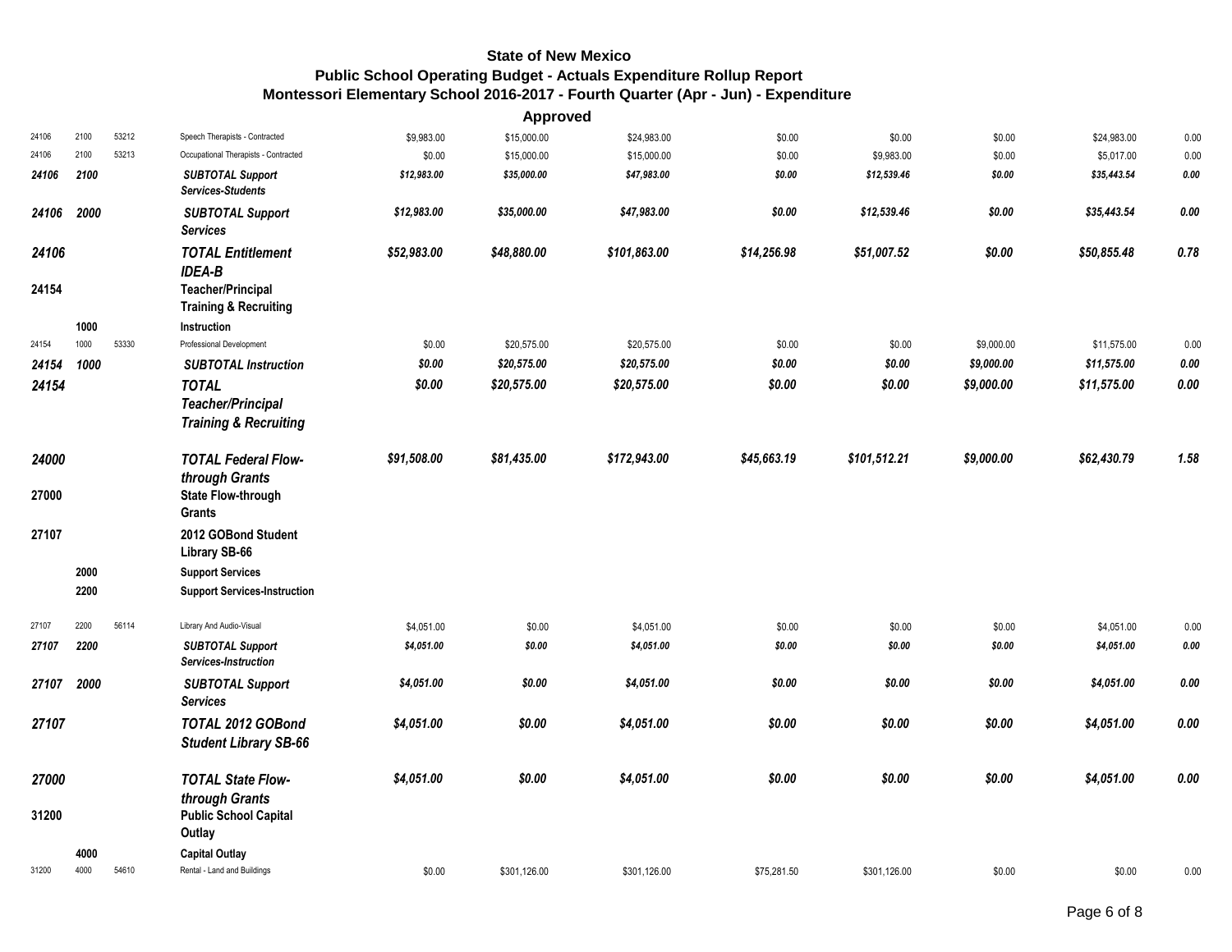# State of New Mexico

## Public School Operating Budget - Actuals Expenditure Rollup Report

### Montessori Elementary School 2016-2017 - Fourth Quarter (Apr - Jun) - Expenditure

**Approved**

| | | | | | | | | | | | |
|---|---|---|---|---|---|---|---|---|---|---|---|
| 24106 | 2100 | 53212 | Speech Therapists - Contracted | $9,983.00 | $15,000.00 | $24,983.00 | $0.00 | $0.00 | $0.00 | $24,983.00 | 0.00 |
| 24106 | 2100 | 53213 | Occupational Therapists - Contracted | $0.00 | $15,000.00 | $15,000.00 | $0.00 | $9,983.00 | $0.00 | $5,017.00 | 0.00 |
| ***24106*** | ***2100*** | | ***SUBTOTAL Support Services-Students*** | ***$12,983.00*** | ***$35,000.00*** | ***$47,983.00*** | ***$0.00*** | ***$12,539.46*** | ***$0.00*** | ***$35,443.54*** | ***0.00*** |
| ***24106*** | ***2000*** | | ***SUBTOTAL Support Services*** | ***$12,983.00*** | ***$35,000.00*** | ***$47,983.00*** | ***$0.00*** | ***$12,539.46*** | ***$0.00*** | ***$35,443.54*** | ***0.00*** |
| ***24106*** | | | ***TOTAL Entitlement IDEA-B*** | ***$52,983.00*** | ***$48,880.00*** | ***$101,863.00*** | ***$14,256.98*** | ***$51,007.52*** | ***$0.00*** | ***$50,855.48*** | ***0.78*** |
| **24154** | | | **Teacher/Principal Training & Recruiting** | | | | | | | | |
| | **1000** | | **Instruction** | | | | | | | | |
| 24154 | 1000 | 53330 | Professional Development | $0.00 | $20,575.00 | $20,575.00 | $0.00 | $0.00 | $9,000.00 | $11,575.00 | 0.00 |
| ***24154*** | ***1000*** | | ***SUBTOTAL Instruction*** | ***$0.00*** | ***$20,575.00*** | ***$20,575.00*** | ***$0.00*** | ***$0.00*** | ***$9,000.00*** | ***$11,575.00*** | ***0.00*** |
| ***24154*** | | | ***TOTAL Teacher/Principal Training & Recruiting*** | ***$0.00*** | ***$20,575.00*** | ***$20,575.00*** | ***$0.00*** | ***$0.00*** | ***$9,000.00*** | ***$11,575.00*** | ***0.00*** |
| ***24000*** | | | ***TOTAL Federal Flow-through Grants*** | ***$91,508.00*** | ***$81,435.00*** | ***$172,943.00*** | ***$45,663.19*** | ***$101,512.21*** | ***$9,000.00*** | ***$62,430.79*** | ***1.58*** |
| **27000** | | | **State Flow-through Grants** | | | | | | | | |
| **27107** | | | **2012 GOBond Student Library SB-66** | | | | | | | | |
| | **2000** | | **Support Services** | | | | | | | | |
| | **2200** | | **Support Services-Instruction** | | | | | | | | |
| 27107 | 2200 | 56114 | Library And Audio-Visual | $4,051.00 | $0.00 | $4,051.00 | $0.00 | $0.00 | $0.00 | $4,051.00 | 0.00 |
| ***27107*** | ***2200*** | | ***SUBTOTAL Support Services-Instruction*** | ***$4,051.00*** | ***$0.00*** | ***$4,051.00*** | ***$0.00*** | ***$0.00*** | ***$0.00*** | ***$4,051.00*** | ***0.00*** |
| ***27107*** | ***2000*** | | ***SUBTOTAL Support Services*** | ***$4,051.00*** | ***$0.00*** | ***$4,051.00*** | ***$0.00*** | ***$0.00*** | ***$0.00*** | ***$4,051.00*** | ***0.00*** |
| ***27107*** | | | ***TOTAL 2012 GOBond Student Library SB-66*** | ***$4,051.00*** | ***$0.00*** | ***$4,051.00*** | ***$0.00*** | ***$0.00*** | ***$0.00*** | ***$4,051.00*** | ***0.00*** |
| ***27000*** | | | ***TOTAL State Flow-through Grants*** | ***$4,051.00*** | ***$0.00*** | ***$4,051.00*** | ***$0.00*** | ***$0.00*** | ***$0.00*** | ***$4,051.00*** | ***0.00*** |
| **31200** | | | **Public School Capital Outlay** | | | | | | | | |
| | **4000** | | **Capital Outlay** | | | | | | | | |
| 31200 | 4000 | 54610 | Rental - Land and Buildings | $0.00 | $301,126.00 | $301,126.00 | $75,281.50 | $301,126.00 | $0.00 | $0.00 | 0.00 |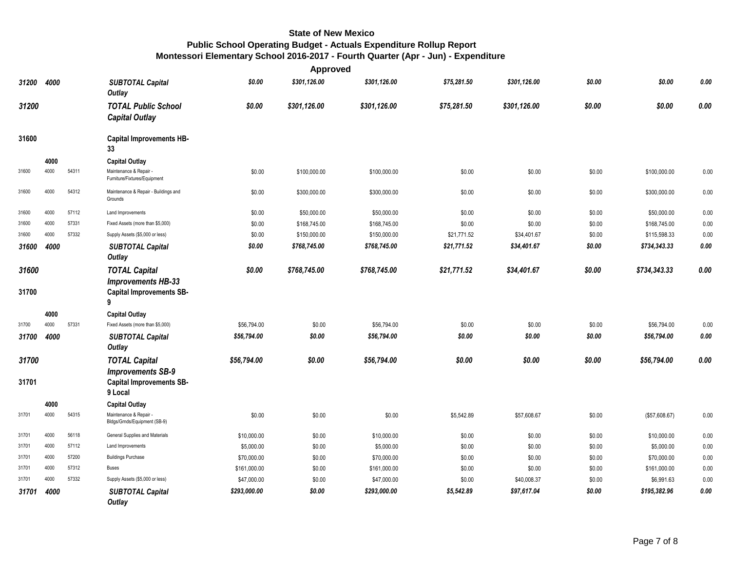**State of New Mexico**
**Public School Operating Budget - Actuals Expenditure Rollup Report**
**Montessori Elementary School 2016-2017 - Fourth Quarter (Apr - Jun) - Expenditure**

**Approved**

| | | | | | | | | | | | |
|---|---|---|---|---|---|---|---|---|---|---|---|
| ***31200*** | ***4000*** | | ***SUBTOTAL Capital Outlay*** | ***$0.00*** | ***$301,126.00*** | ***$301,126.00*** | ***$75,281.50*** | ***$301,126.00*** | ***$0.00*** | ***$0.00*** | ***0.00*** |
| ***31200*** | | | ***TOTAL Public School Capital Outlay*** | ***$0.00*** | ***$301,126.00*** | ***$301,126.00*** | ***$75,281.50*** | ***$301,126.00*** | ***$0.00*** | ***$0.00*** | ***0.00*** |
| **31600** | | | **Capital Improvements HB-33** | | | | | | | | |
| | **4000** | | **Capital Outlay** | | | | | | | | |
| 31600 | 4000 | 54311 | Maintenance & Repair - Furniture/Fixtures/Equipment | $0.00 | $100,000.00 | $100,000.00 | $0.00 | $0.00 | $0.00 | $100,000.00 | 0.00 |
| 31600 | 4000 | 54312 | Maintenance & Repair - Buildings and Grounds | $0.00 | $300,000.00 | $300,000.00 | $0.00 | $0.00 | $0.00 | $300,000.00 | 0.00 |
| 31600 | 4000 | 57112 | Land Improvements | $0.00 | $50,000.00 | $50,000.00 | $0.00 | $0.00 | $0.00 | $50,000.00 | 0.00 |
| 31600 | 4000 | 57331 | Fixed Assets (more than $5,000) | $0.00 | $168,745.00 | $168,745.00 | $0.00 | $0.00 | $0.00 | $168,745.00 | 0.00 |
| 31600 | 4000 | 57332 | Supply Assets ($5,000 or less) | $0.00 | $150,000.00 | $150,000.00 | $21,771.52 | $34,401.67 | $0.00 | $115,598.33 | 0.00 |
| ***31600*** | ***4000*** | | ***SUBTOTAL Capital Outlay*** | ***$0.00*** | ***$768,745.00*** | ***$768,745.00*** | ***$21,771.52*** | ***$34,401.67*** | ***$0.00*** | ***$734,343.33*** | ***0.00*** |
| ***31600*** | | | ***TOTAL Capital Improvements HB-33*** | ***$0.00*** | ***$768,745.00*** | ***$768,745.00*** | ***$21,771.52*** | ***$34,401.67*** | ***$0.00*** | ***$734,343.33*** | ***0.00*** |
| **31700** | | | **Capital Improvements SB-9** | | | | | | | | |
| | **4000** | | **Capital Outlay** | | | | | | | | |
| 31700 | 4000 | 57331 | Fixed Assets (more than $5,000) | $56,794.00 | $0.00 | $56,794.00 | $0.00 | $0.00 | $0.00 | $56,794.00 | 0.00 |
| ***31700*** | ***4000*** | | ***SUBTOTAL Capital Outlay*** | ***$56,794.00*** | ***$0.00*** | ***$56,794.00*** | ***$0.00*** | ***$0.00*** | ***$0.00*** | ***$56,794.00*** | ***0.00*** |
| ***31700*** | | | ***TOTAL Capital Improvements SB-9*** | ***$56,794.00*** | ***$0.00*** | ***$56,794.00*** | ***$0.00*** | ***$0.00*** | ***$0.00*** | ***$56,794.00*** | ***0.00*** |
| **31701** | | | **Capital Improvements SB-9 Local** | | | | | | | | |
| | **4000** | | **Capital Outlay** | | | | | | | | |
| 31701 | 4000 | 54315 | Maintenance & Repair - Bldgs/Grnds/Equipment (SB-9) | $0.00 | $0.00 | $0.00 | $5,542.89 | $57,608.67 | $0.00 | ($57,608.67) | 0.00 |
| 31701 | 4000 | 56118 | General Supplies and Materials | $10,000.00 | $0.00 | $10,000.00 | $0.00 | $0.00 | $0.00 | $10,000.00 | 0.00 |
| 31701 | 4000 | 57112 | Land Improvements | $5,000.00 | $0.00 | $5,000.00 | $0.00 | $0.00 | $0.00 | $5,000.00 | 0.00 |
| 31701 | 4000 | 57200 | Buildings Purchase | $70,000.00 | $0.00 | $70,000.00 | $0.00 | $0.00 | $0.00 | $70,000.00 | 0.00 |
| 31701 | 4000 | 57312 | Buses | $161,000.00 | $0.00 | $161,000.00 | $0.00 | $0.00 | $0.00 | $161,000.00 | 0.00 |
| 31701 | 4000 | 57332 | Supply Assets ($5,000 or less) | $47,000.00 | $0.00 | $47,000.00 | $0.00 | $40,008.37 | $0.00 | $6,991.63 | 0.00 |
| ***31701*** | ***4000*** | | ***SUBTOTAL Capital Outlay*** | ***$293,000.00*** | ***$0.00*** | ***$293,000.00*** | ***$5,542.89*** | ***$97,617.04*** | ***$0.00*** | ***$195,382.96*** | ***0.00*** |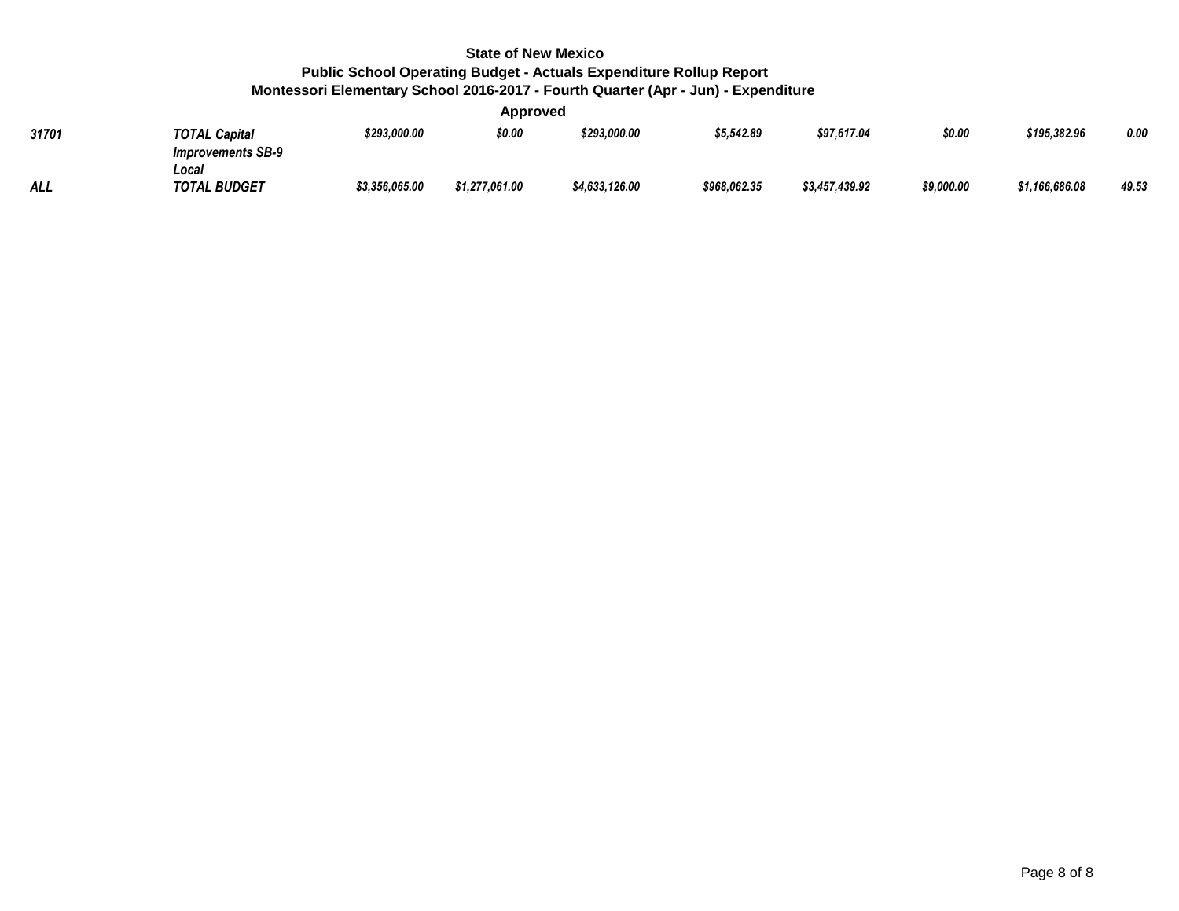**State of New Mexico**
**Public School Operating Budget - Actuals Expenditure Rollup Report**
**Montessori Elementary School 2016-2017 - Fourth Quarter (Apr - Jun) - Expenditure**
**Approved**

| | | | | | | | | | |
|---|---|---|---|---|---|---|---|---|---|
| *31701* | *TOTAL Capital Improvements SB-9 Local* | *$293,000.00* | *$0.00* | *$293,000.00* | *$5,542.89* | *$97,617.04* | *$0.00* | *$195,382.96* | *0.00* |
| *ALL* | *TOTAL BUDGET* | *$3,356,065.00* | *$1,277,061.00* | *$4,633,126.00* | *$968,062.35* | *$3,457,439.92* | *$9,000.00* | *$1,166,686.08* | *49.53* |